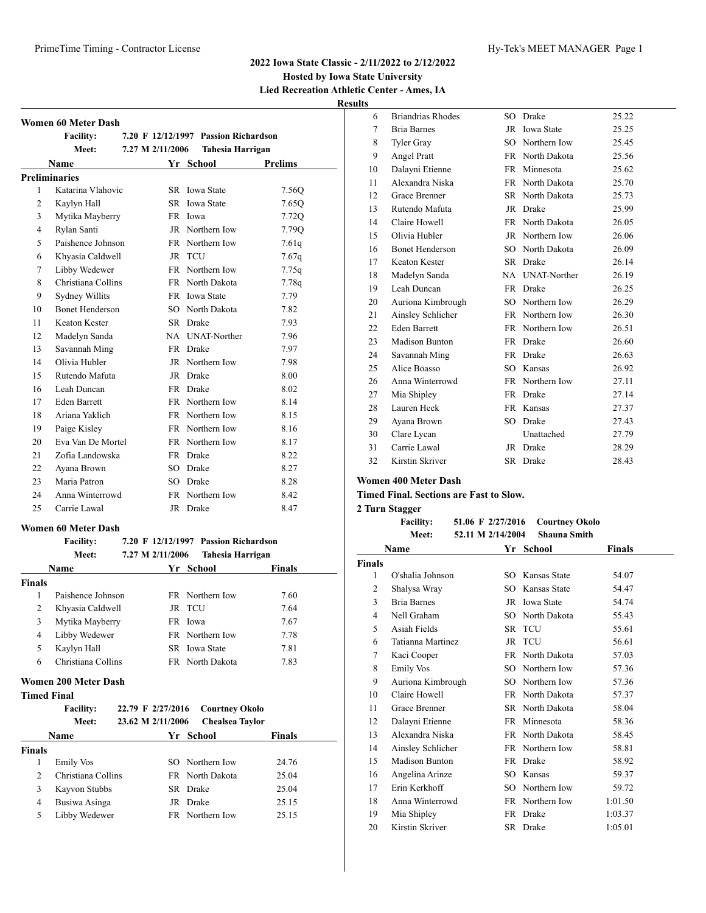**2022 Iowa State Classic - 2/11/2022 to 2/12/2022**
**Hosted by Iowa State University**
**Lied Recreation Athletic Center - Ames, IA**
**Results**

### Women 60 Meter Dash

**Facility:** 7.20 F 12/12/1997 Passion Richardson
**Meet:** 7.27 M 2/11/2006 Tahesia Harrigan

**Preliminaries**

| | Name | Yr | School | Prelims |
|---|---|---|---|---|
| 1 | Katarina Vlahovic | SR | Iowa State | 7.56Q |
| 2 | Kaylyn Hall | SR | Iowa State | 7.65Q |
| 3 | Mytika Mayberry | FR | Iowa | 7.72Q |
| 4 | Rylan Santi | JR | Northern Iow | 7.79Q |
| 5 | Paishence Johnson | FR | Northern Iow | 7.61q |
| 6 | Khyasia Caldwell | JR | TCU | 7.67q |
| 7 | Libby Wedewer | FR | Northern Iow | 7.75q |
| 8 | Christiana Collins | FR | North Dakota | 7.78q |
| 9 | Sydney Willits | FR | Iowa State | 7.79 |
| 10 | Bonet Henderson | SO | North Dakota | 7.82 |
| 11 | Keaton Kester | SR | Drake | 7.93 |
| 12 | Madelyn Sanda | NA | UNAT-Norther | 7.96 |
| 13 | Savannah Ming | FR | Drake | 7.97 |
| 14 | Olivia Hubler | JR | Northern Iow | 7.98 |
| 15 | Rutendo Mafuta | JR | Drake | 8.00 |
| 16 | Leah Duncan | FR | Drake | 8.02 |
| 17 | Eden Barrett | FR | Northern Iow | 8.14 |
| 18 | Ariana Yaklich | FR | Northern Iow | 8.15 |
| 19 | Paige Kisley | FR | Northern Iow | 8.16 |
| 20 | Eva Van De Mortel | FR | Northern Iow | 8.17 |
| 21 | Zofia Landowska | FR | Drake | 8.22 |
| 22 | Ayana Brown | SO | Drake | 8.27 |
| 23 | Maria Patron | SO | Drake | 8.28 |
| 24 | Anna Winterrowd | FR | Northern Iow | 8.42 |
| 25 | Carrie Lawal | JR | Drake | 8.47 |

### Women 60 Meter Dash

**Facility:** 7.20 F 12/12/1997 Passion Richardson
**Meet:** 7.27 M 2/11/2006 Tahesia Harrigan

**Finals**

| | Name | Yr | School | Finals |
|---|---|---|---|---|
| 1 | Paishence Johnson | FR | Northern Iow | 7.60 |
| 2 | Khyasia Caldwell | JR | TCU | 7.64 |
| 3 | Mytika Mayberry | FR | Iowa | 7.67 |
| 4 | Libby Wedewer | FR | Northern Iow | 7.78 |
| 5 | Kaylyn Hall | SR | Iowa State | 7.81 |
| 6 | Christiana Collins | FR | North Dakota | 7.83 |

### Women 200 Meter Dash

**Timed Final**

**Facility:** 22.79 F 2/27/2016 Courtney Okolo
**Meet:** 23.62 M 2/11/2006 Chealsea Taylor

**Finals**

| | Name | Yr | School | Finals |
|---|---|---|---|---|
| 1 | Emily Vos | SO | Northern Iow | 24.76 |
| 2 | Christiana Collins | FR | North Dakota | 25.04 |
| 3 | Kayvon Stubbs | SR | Drake | 25.04 |
| 4 | Busiwa Asinga | JR | Drake | 25.15 |
| 5 | Libby Wedewer | FR | Northern Iow | 25.15 |
| 6 | Briandrias Rhodes | SO | Drake | 25.22 |
| 7 | Bria Barnes | JR | Iowa State | 25.25 |
| 8 | Tyler Gray | SO | Northern Iow | 25.45 |
| 9 | Angel Pratt | FR | North Dakota | 25.56 |
| 10 | Dalayni Etienne | FR | Minnesota | 25.62 |
| 11 | Alexandra Niska | FR | North Dakota | 25.70 |
| 12 | Grace Brenner | SR | North Dakota | 25.73 |
| 13 | Rutendo Mafuta | JR | Drake | 25.99 |
| 14 | Claire Howell | FR | North Dakota | 26.05 |
| 15 | Olivia Hubler | JR | Northern Iow | 26.06 |
| 16 | Bonet Henderson | SO | North Dakota | 26.09 |
| 17 | Keaton Kester | SR | Drake | 26.14 |
| 18 | Madelyn Sanda | NA | UNAT-Norther | 26.19 |
| 19 | Leah Duncan | FR | Drake | 26.25 |
| 20 | Auriona Kimbrough | SO | Northern Iow | 26.29 |
| 21 | Ainsley Schlicher | FR | Northern Iow | 26.30 |
| 22 | Eden Barrett | FR | Northern Iow | 26.51 |
| 23 | Madison Bunton | FR | Drake | 26.60 |
| 24 | Savannah Ming | FR | Drake | 26.63 |
| 25 | Alice Boasso | SO | Kansas | 26.92 |
| 26 | Anna Winterrowd | FR | Northern Iow | 27.11 |
| 27 | Mia Shipley | FR | Drake | 27.14 |
| 28 | Lauren Heck | FR | Kansas | 27.37 |
| 29 | Ayana Brown | SO | Drake | 27.43 |
| 30 | Clare Lycan | | Unattached | 27.79 |
| 31 | Carrie Lawal | JR | Drake | 28.29 |
| 32 | Kirstin Skriver | SR | Drake | 28.43 |

### Women 400 Meter Dash

**Timed Final. Sections are Fast to Slow.**

**2 Turn Stagger**

**Facility:** 51.06 F 2/27/2016 Courtney Okolo
**Meet:** 52.11 M 2/14/2004 Shauna Smith

**Finals**

| | Name | Yr | School | Finals |
|---|---|---|---|---|
| 1 | O'shalia Johnson | SO | Kansas State | 54.07 |
| 2 | Shalysa Wray | SO | Kansas State | 54.47 |
| 3 | Bria Barnes | JR | Iowa State | 54.74 |
| 4 | Nell Graham | SO | North Dakota | 55.43 |
| 5 | Asiah Fields | SR | TCU | 55.61 |
| 6 | Tatianna Martinez | JR | TCU | 56.61 |
| 7 | Kaci Cooper | FR | North Dakota | 57.03 |
| 8 | Emily Vos | SO | Northern Iow | 57.36 |
| 9 | Auriona Kimbrough | SO | Northern Iow | 57.36 |
| 10 | Claire Howell | FR | North Dakota | 57.37 |
| 11 | Grace Brenner | SR | North Dakota | 58.04 |
| 12 | Dalayni Etienne | FR | Minnesota | 58.36 |
| 13 | Alexandra Niska | FR | North Dakota | 58.45 |
| 14 | Ainsley Schlicher | FR | Northern Iow | 58.81 |
| 15 | Madison Bunton | FR | Drake | 58.92 |
| 16 | Angelina Arinze | SO | Kansas | 59.37 |
| 17 | Erin Kerkhoff | SO | Northern Iow | 59.72 |
| 18 | Anna Winterrowd | FR | Northern Iow | 1:01.50 |
| 19 | Mia Shipley | FR | Drake | 1:03.37 |
| 20 | Kirstin Skriver | SR | Drake | 1:05.01 |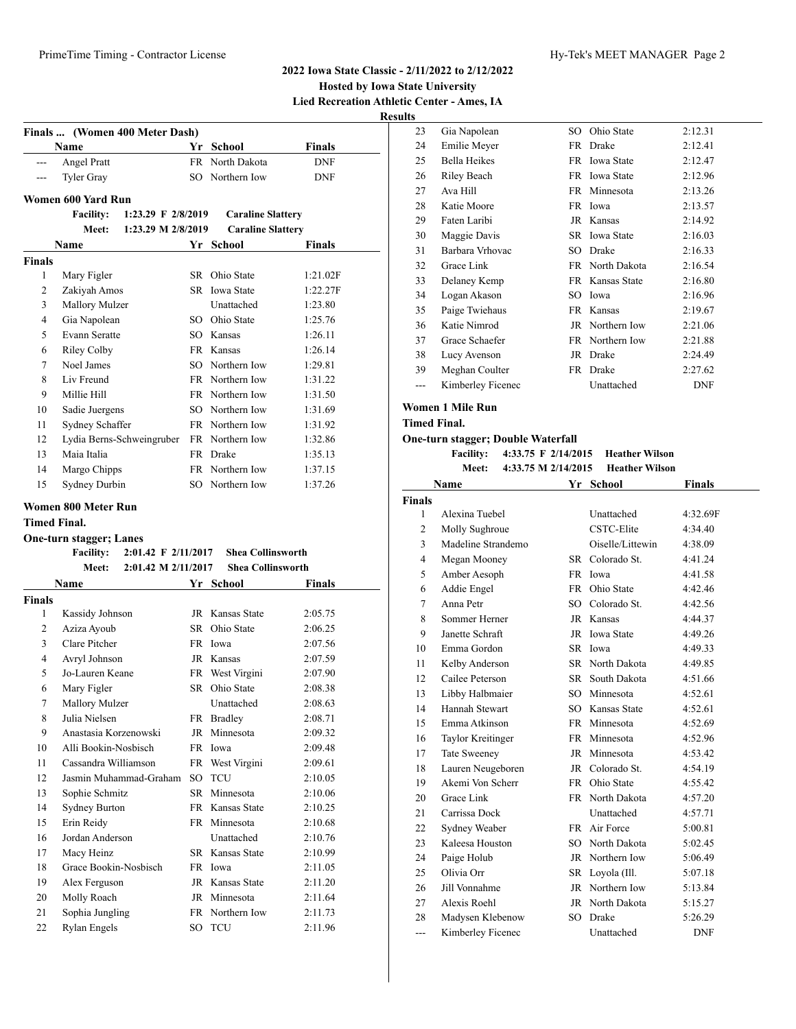## 2022 Iowa State Classic - 2/11/2022 to 2/12/2022

**Hosted by Iowa State University**

**Lied Recreation Athletic Center - Ames, IA**

**Results**

### Finals ... (Women 400 Meter Dash)

| | Name | Yr | School | Finals |
|---|---|---|---|---|
| --- | Angel Pratt | FR | North Dakota | DNF |
| --- | Tyler Gray | SO | Northern Iow | DNF |

### Women 600 Yard Run

**Facility:** 1:23.29 F 2/8/2019 **Caraline Slattery**

**Meet:** 1:23.29 M 2/8/2019 **Caraline Slattery**

| | Name | Yr | School | Finals |
|---|---|---|---|---|
| **Finals** | | | | |
| 1 | Mary Figler | SR | Ohio State | 1:21.02F |
| 2 | Zakiyah Amos | SR | Iowa State | 1:22.27F |
| 3 | Mallory Mulzer | | Unattached | 1:23.80 |
| 4 | Gia Napolean | SO | Ohio State | 1:25.76 |
| 5 | Evann Seratte | SO | Kansas | 1:26.11 |
| 6 | Riley Colby | FR | Kansas | 1:26.14 |
| 7 | Noel James | SO | Northern Iow | 1:29.81 |
| 8 | Liv Freund | FR | Northern Iow | 1:31.22 |
| 9 | Millie Hill | FR | Northern Iow | 1:31.50 |
| 10 | Sadie Juergens | SO | Northern Iow | 1:31.69 |
| 11 | Sydney Schaffer | FR | Northern Iow | 1:31.92 |
| 12 | Lydia Berns-Schweingruber | FR | Northern Iow | 1:32.86 |
| 13 | Maia Italia | FR | Drake | 1:35.13 |
| 14 | Margo Chipps | FR | Northern Iow | 1:37.15 |
| 15 | Sydney Durbin | SO | Northern Iow | 1:37.26 |

### Women 800 Meter Run

**Timed Final.**

**One-turn stagger; Lanes**

**Facility:** 2:01.42 F 2/11/2017 **Shea Collinsworth**

**Meet:** 2:01.42 M 2/11/2017 **Shea Collinsworth**

| | Name | Yr | School | Finals |
|---|---|---|---|---|
| **Finals** | | | | |
| 1 | Kassidy Johnson | JR | Kansas State | 2:05.75 |
| 2 | Aziza Ayoub | SR | Ohio State | 2:06.25 |
| 3 | Clare Pitcher | FR | Iowa | 2:07.56 |
| 4 | Avryl Johnson | JR | Kansas | 2:07.59 |
| 5 | Jo-Lauren Keane | FR | West Virgini | 2:07.90 |
| 6 | Mary Figler | SR | Ohio State | 2:08.38 |
| 7 | Mallory Mulzer | | Unattached | 2:08.63 |
| 8 | Julia Nielsen | FR | Bradley | 2:08.71 |
| 9 | Anastasia Korzenowski | JR | Minnesota | 2:09.32 |
| 10 | Alli Bookin-Nosbisch | FR | Iowa | 2:09.48 |
| 11 | Cassandra Williamson | FR | West Virgini | 2:09.61 |
| 12 | Jasmin Muhammad-Graham | SO | TCU | 2:10.05 |
| 13 | Sophie Schmitz | SR | Minnesota | 2:10.06 |
| 14 | Sydney Burton | FR | Kansas State | 2:10.25 |
| 15 | Erin Reidy | FR | Minnesota | 2:10.68 |
| 16 | Jordan Anderson | | Unattached | 2:10.76 |
| 17 | Macy Heinz | SR | Kansas State | 2:10.99 |
| 18 | Grace Bookin-Nosbisch | FR | Iowa | 2:11.05 |
| 19 | Alex Ferguson | JR | Kansas State | 2:11.20 |
| 20 | Molly Roach | JR | Minnesota | 2:11.64 |
| 21 | Sophia Jungling | FR | Northern Iow | 2:11.73 |
| 22 | Rylan Engels | SO | TCU | 2:11.96 |
| 23 | Gia Napolean | SO | Ohio State | 2:12.31 |
| 24 | Emilie Meyer | FR | Drake | 2:12.41 |
| 25 | Bella Heikes | FR | Iowa State | 2:12.47 |
| 26 | Riley Beach | FR | Iowa State | 2:12.96 |
| 27 | Ava Hill | FR | Minnesota | 2:13.26 |
| 28 | Katie Moore | FR | Iowa | 2:13.57 |
| 29 | Faten Laribi | JR | Kansas | 2:14.92 |
| 30 | Maggie Davis | SR | Iowa State | 2:16.03 |
| 31 | Barbara Vrhovac | SO | Drake | 2:16.33 |
| 32 | Grace Link | FR | North Dakota | 2:16.54 |
| 33 | Delaney Kemp | FR | Kansas State | 2:16.80 |
| 34 | Logan Akason | SO | Iowa | 2:16.96 |
| 35 | Paige Twiehaus | FR | Kansas | 2:19.67 |
| 36 | Katie Nimrod | JR | Northern Iow | 2:21.06 |
| 37 | Grace Schaefer | FR | Northern Iow | 2:21.88 |
| 38 | Lucy Avenson | JR | Drake | 2:24.49 |
| 39 | Meghan Coulter | FR | Drake | 2:27.62 |
| --- | Kimberley Ficenec | | Unattached | DNF |

### Women 1 Mile Run

**Timed Final.**

**One-turn stagger; Double Waterfall**

**Facility:** 4:33.75 F 2/14/2015 **Heather Wilson**

**Meet:** 4:33.75 M 2/14/2015 **Heather Wilson**

| | Name | Yr | School | Finals |
|---|---|---|---|---|
| **Finals** | | | | |
| 1 | Alexina Tuebel | | Unattached | 4:32.69F |
| 2 | Molly Sughroue | | CSTC-Elite | 4:34.40 |
| 3 | Madeline Strandemo | | Oiselle/Littewin | 4:38.09 |
| 4 | Megan Mooney | SR | Colorado St. | 4:41.24 |
| 5 | Amber Aesoph | FR | Iowa | 4:41.58 |
| 6 | Addie Engel | FR | Ohio State | 4:42.46 |
| 7 | Anna Petr | SO | Colorado St. | 4:42.56 |
| 8 | Sommer Herner | JR | Kansas | 4:44.37 |
| 9 | Janette Schraft | JR | Iowa State | 4:49.26 |
| 10 | Emma Gordon | SR | Iowa | 4:49.33 |
| 11 | Kelby Anderson | SR | North Dakota | 4:49.85 |
| 12 | Cailee Peterson | SR | South Dakota | 4:51.66 |
| 13 | Libby Halbmaier | SO | Minnesota | 4:52.61 |
| 14 | Hannah Stewart | SO | Kansas State | 4:52.61 |
| 15 | Emma Atkinson | FR | Minnesota | 4:52.69 |
| 16 | Taylor Kreitinger | FR | Minnesota | 4:52.96 |
| 17 | Tate Sweeney | JR | Minnesota | 4:53.42 |
| 18 | Lauren Neugeboren | JR | Colorado St. | 4:54.19 |
| 19 | Akemi Von Scherr | FR | Ohio State | 4:55.42 |
| 20 | Grace Link | FR | North Dakota | 4:57.20 |
| 21 | Carrissa Dock | | Unattached | 4:57.71 |
| 22 | Sydney Weaber | FR | Air Force | 5:00.81 |
| 23 | Kaleesa Houston | SO | North Dakota | 5:02.45 |
| 24 | Paige Holub | JR | Northern Iow | 5:06.49 |
| 25 | Olivia Orr | SR | Loyola (Ill. | 5:07.18 |
| 26 | Jill Vonnahme | JR | Northern Iow | 5:13.84 |
| 27 | Alexis Roehl | JR | North Dakota | 5:15.27 |
| 28 | Madysen Klebenow | SO | Drake | 5:26.29 |
| --- | Kimberley Ficenec | | Unattached | DNF |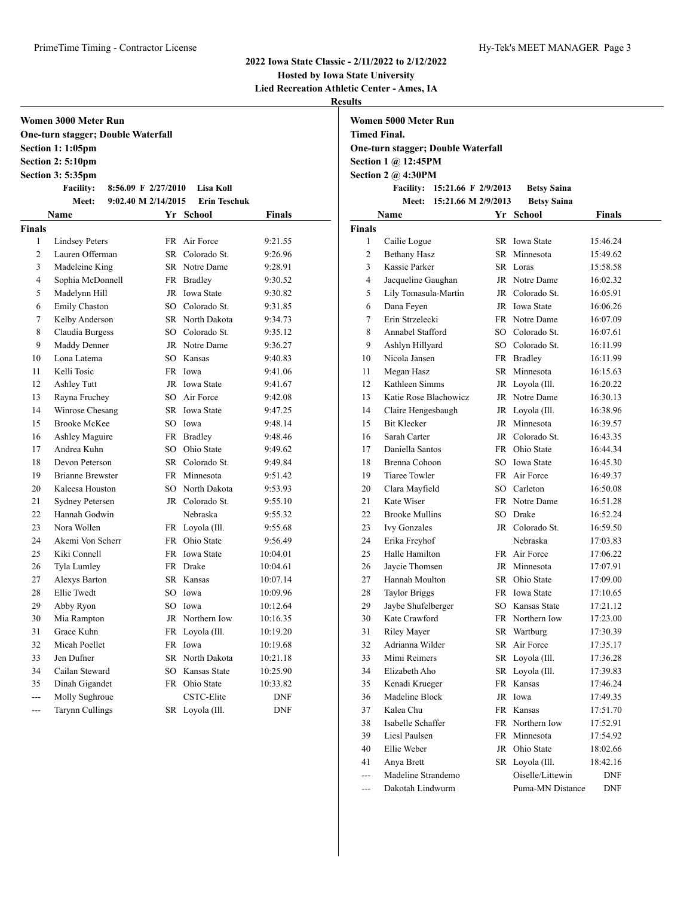## 2022 Iowa State Classic - 2/11/2022 to 2/12/2022

**Hosted by Iowa State University**

**Lied Recreation Athletic Center - Ames, IA**

**Results**

### Women 3000 Meter Run

**One-turn stagger; Double Waterfall**

**Section 1: 1:05pm**

**Section 2: 5:10pm**

**Section 3: 5:35pm**

**Facility:** 8:56.09 F 2/27/2010 Lisa Koll

**Meet:** 9:02.40 M 2/14/2015 Erin Teschuk

**Finals**

| | Name | Yr | School | Finals |
|---|---|---|---|---|
| 1 | Lindsey Peters | FR | Air Force | 9:21.55 |
| 2 | Lauren Offerman | SR | Colorado St. | 9:26.96 |
| 3 | Madeleine King | SR | Notre Dame | 9:28.91 |
| 4 | Sophia McDonnell | FR | Bradley | 9:30.52 |
| 5 | Madelynn Hill | JR | Iowa State | 9:30.82 |
| 6 | Emily Chaston | SO | Colorado St. | 9:31.85 |
| 7 | Kelby Anderson | SR | North Dakota | 9:34.73 |
| 8 | Claudia Burgess | SO | Colorado St. | 9:35.12 |
| 9 | Maddy Denner | JR | Notre Dame | 9:36.27 |
| 10 | Lona Latema | SO | Kansas | 9:40.83 |
| 11 | Kelli Tosic | FR | Iowa | 9:41.06 |
| 12 | Ashley Tutt | JR | Iowa State | 9:41.67 |
| 13 | Rayna Fruchey | SO | Air Force | 9:42.08 |
| 14 | Winrose Chesang | SR | Iowa State | 9:47.25 |
| 15 | Brooke McKee | SO | Iowa | 9:48.14 |
| 16 | Ashley Maguire | FR | Bradley | 9:48.46 |
| 17 | Andrea Kuhn | SO | Ohio State | 9:49.62 |
| 18 | Devon Peterson | SR | Colorado St. | 9:49.84 |
| 19 | Brianne Brewster | FR | Minnesota | 9:51.42 |
| 20 | Kaleesa Houston | SO | North Dakota | 9:53.93 |
| 21 | Sydney Petersen | JR | Colorado St. | 9:55.10 |
| 22 | Hannah Godwin | | Nebraska | 9:55.32 |
| 23 | Nora Wollen | FR | Loyola (Ill. | 9:55.68 |
| 24 | Akemi Von Scherr | FR | Ohio State | 9:56.49 |
| 25 | Kiki Connell | FR | Iowa State | 10:04.01 |
| 26 | Tyla Lumley | FR | Drake | 10:04.61 |
| 27 | Alexys Barton | SR | Kansas | 10:07.14 |
| 28 | Ellie Twedt | SO | Iowa | 10:09.96 |
| 29 | Abby Ryon | SO | Iowa | 10:12.64 |
| 30 | Mia Rampton | JR | Northern Iow | 10:16.35 |
| 31 | Grace Kuhn | FR | Loyola (Ill. | 10:19.20 |
| 32 | Micah Poellet | FR | Iowa | 10:19.68 |
| 33 | Jen Dufner | SR | North Dakota | 10:21.18 |
| 34 | Cailan Steward | SO | Kansas State | 10:25.90 |
| 35 | Dinah Gigandet | FR | Ohio State | 10:33.82 |
| --- | Molly Sughroue | | CSTC-Elite | DNF |
| --- | Tarynn Cullings | SR | Loyola (Ill. | DNF |

### Women 5000 Meter Run

**Timed Final.**

**One-turn stagger; Double Waterfall**

**Section 1 @ 12:45PM**

**Section 2 @ 4:30PM**

**Facility:** 15:21.66 F 2/9/2013 Betsy Saina

**Meet:** 15:21.66 M 2/9/2013 Betsy Saina

**Finals**

| | Name | Yr | School | Finals |
|---|---|---|---|---|
| 1 | Cailie Logue | SR | Iowa State | 15:46.24 |
| 2 | Bethany Hasz | SR | Minnesota | 15:49.62 |
| 3 | Kassie Parker | SR | Loras | 15:58.58 |
| 4 | Jacqueline Gaughan | JR | Notre Dame | 16:02.32 |
| 5 | Lily Tomasula-Martin | JR | Colorado St. | 16:05.91 |
| 6 | Dana Feyen | JR | Iowa State | 16:06.26 |
| 7 | Erin Strzelecki | FR | Notre Dame | 16:07.09 |
| 8 | Annabel Stafford | SO | Colorado St. | 16:07.61 |
| 9 | Ashlyn Hillyard | SO | Colorado St. | 16:11.99 |
| 10 | Nicola Jansen | FR | Bradley | 16:11.99 |
| 11 | Megan Hasz | SR | Minnesota | 16:15.63 |
| 12 | Kathleen Simms | JR | Loyola (Ill. | 16:20.22 |
| 13 | Katie Rose Blachowicz | JR | Notre Dame | 16:30.13 |
| 14 | Claire Hengesbaugh | JR | Loyola (Ill. | 16:38.96 |
| 15 | Bit Klecker | JR | Minnesota | 16:39.57 |
| 16 | Sarah Carter | JR | Colorado St. | 16:43.35 |
| 17 | Daniella Santos | FR | Ohio State | 16:44.34 |
| 18 | Brenna Cohoon | SO | Iowa State | 16:45.30 |
| 19 | Tiaree Towler | FR | Air Force | 16:49.37 |
| 20 | Clara Mayfield | SO | Carleton | 16:50.08 |
| 21 | Kate Wiser | FR | Notre Dame | 16:51.28 |
| 22 | Brooke Mullins | SO | Drake | 16:52.24 |
| 23 | Ivy Gonzales | JR | Colorado St. | 16:59.50 |
| 24 | Erika Freyhof | | Nebraska | 17:03.83 |
| 25 | Halle Hamilton | FR | Air Force | 17:06.22 |
| 26 | Jaycie Thomsen | JR | Minnesota | 17:07.91 |
| 27 | Hannah Moulton | SR | Ohio State | 17:09.00 |
| 28 | Taylor Briggs | FR | Iowa State | 17:10.65 |
| 29 | Jaybe Shufelberger | SO | Kansas State | 17:21.12 |
| 30 | Kate Crawford | FR | Northern Iow | 17:23.00 |
| 31 | Riley Mayer | SR | Wartburg | 17:30.39 |
| 32 | Adrianna Wilder | SR | Air Force | 17:35.17 |
| 33 | Mimi Reimers | SR | Loyola (Ill. | 17:36.28 |
| 34 | Elizabeth Aho | SR | Loyola (Ill. | 17:39.83 |
| 35 | Kenadi Krueger | FR | Kansas | 17:46.24 |
| 36 | Madeline Block | JR | Iowa | 17:49.35 |
| 37 | Kalea Chu | FR | Kansas | 17:51.70 |
| 38 | Isabelle Schaffer | FR | Northern Iow | 17:52.91 |
| 39 | Liesl Paulsen | FR | Minnesota | 17:54.92 |
| 40 | Ellie Weber | JR | Ohio State | 18:02.66 |
| 41 | Anya Brett | SR | Loyola (Ill. | 18:42.16 |
| --- | Madeline Strandemo | | Oiselle/Littewin | DNF |
| --- | Dakotah Lindwurm | | Puma-MN Distance | DNF |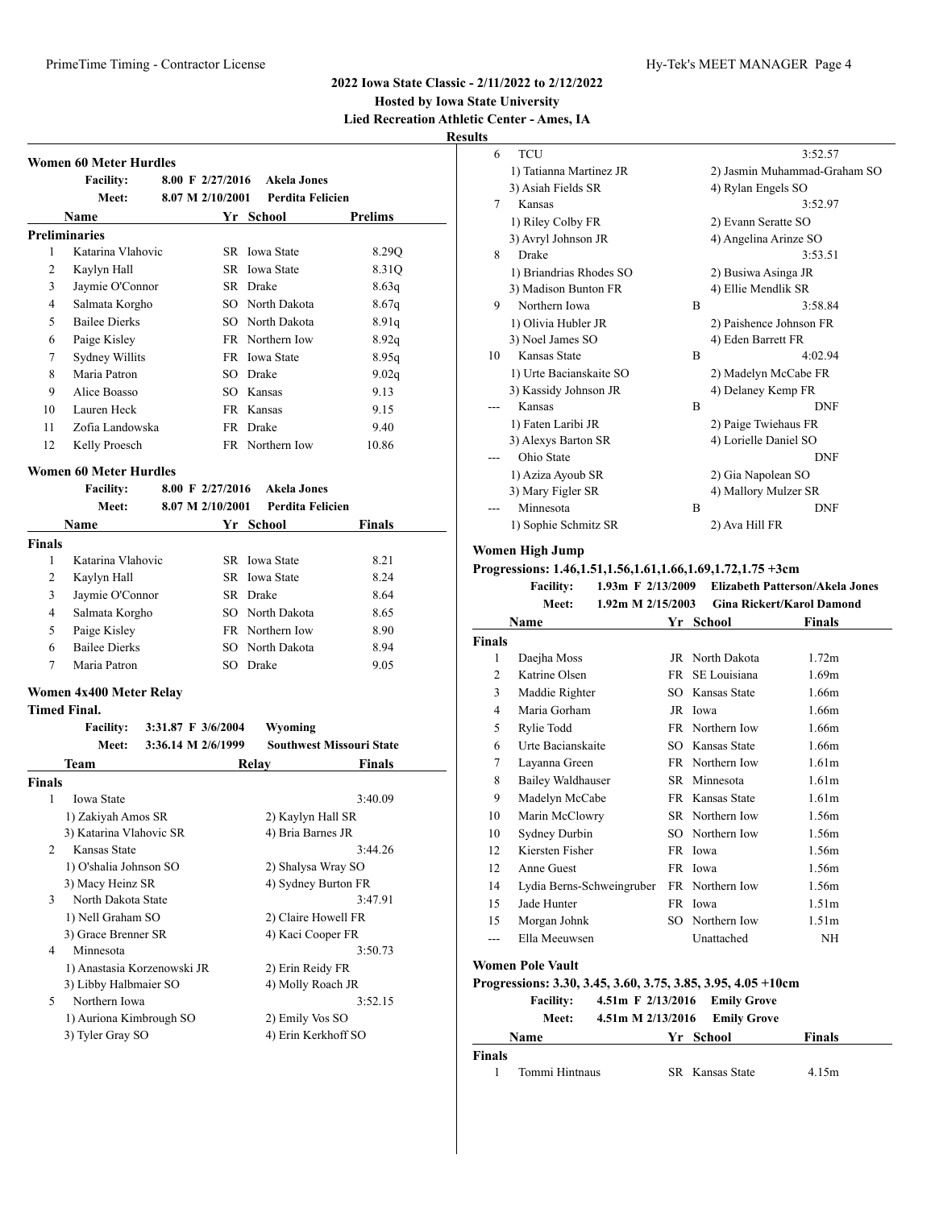# 2022 Iowa State Classic - 2/11/2022 to 2/12/2022

**Hosted by Iowa State University**

**Lied Recreation Athletic Center - Ames, IA**

**Results**

### Women 60 Meter Hurdles

**Facility:** 8.00 F 2/27/2016 **Akela Jones**
**Meet:** 8.07 M 2/10/2001 **Perdita Felicien**

| | Name | Yr | School | Prelims |
|---|---|---|---|---|
| **Preliminaries** | | | | |
| 1 | Katarina Vlahovic | SR | Iowa State | 8.29Q |
| 2 | Kaylyn Hall | SR | Iowa State | 8.31Q |
| 3 | Jaymie O'Connor | SR | Drake | 8.63q |
| 4 | Salmata Korgho | SO | North Dakota | 8.67q |
| 5 | Bailee Dierks | SO | North Dakota | 8.91q |
| 6 | Paige Kisley | FR | Northern Iow | 8.92q |
| 7 | Sydney Willits | FR | Iowa State | 8.95q |
| 8 | Maria Patron | SO | Drake | 9.02q |
| 9 | Alice Boasso | SO | Kansas | 9.13 |
| 10 | Lauren Heck | FR | Kansas | 9.15 |
| 11 | Zofia Landowska | FR | Drake | 9.40 |
| 12 | Kelly Proesch | FR | Northern Iow | 10.86 |

### Women 60 Meter Hurdles

**Facility:** 8.00 F 2/27/2016 **Akela Jones**
**Meet:** 8.07 M 2/10/2001 **Perdita Felicien**

| | Name | Yr | School | Finals |
|---|---|---|---|---|
| **Finals** | | | | |
| 1 | Katarina Vlahovic | SR | Iowa State | 8.21 |
| 2 | Kaylyn Hall | SR | Iowa State | 8.24 |
| 3 | Jaymie O'Connor | SR | Drake | 8.64 |
| 4 | Salmata Korgho | SO | North Dakota | 8.65 |
| 5 | Paige Kisley | FR | Northern Iow | 8.90 |
| 6 | Bailee Dierks | SO | North Dakota | 8.94 |
| 7 | Maria Patron | SO | Drake | 9.05 |

### Women 4x400 Meter Relay

**Timed Final.**

**Facility:** 3:31.87 F 3/6/2004 **Wyoming**
**Meet:** 3:36.14 M 2/6/1999 **Southwest Missouri State**

| | Team | Relay | Finals |
|---|---|---|---|
| **Finals** | | | |
| 1 | Iowa State | | 3:40.09 |
| | 1) Zakiyah Amos SR | 2) Kaylyn Hall SR | |
| | 3) Katarina Vlahovic SR | 4) Bria Barnes JR | |
| 2 | Kansas State | | 3:44.26 |
| | 1) O'shalia Johnson SO | 2) Shalysa Wray SO | |
| | 3) Macy Heinz SR | 4) Sydney Burton FR | |
| 3 | North Dakota State | | 3:47.91 |
| | 1) Nell Graham SO | 2) Claire Howell FR | |
| | 3) Grace Brenner SR | 4) Kaci Cooper FR | |
| 4 | Minnesota | | 3:50.73 |
| | 1) Anastasia Korzenowski JR | 2) Erin Reidy FR | |
| | 3) Libby Halbmaier SO | 4) Molly Roach JR | |
| 5 | Northern Iowa | | 3:52.15 |
| | 1) Auriona Kimbrough SO | 2) Emily Vos SO | |
| | 3) Tyler Gray SO | 4) Erin Kerkhoff SO | |
| 6 | TCU | | 3:52.57 |
| | 1) Tatianna Martinez JR | 2) Jasmin Muhammad-Graham SO | |
| | 3) Asiah Fields SR | 4) Rylan Engels SO | |
| 7 | Kansas | | 3:52.97 |
| | 1) Riley Colby FR | 2) Evann Seratte SO | |
| | 3) Avryl Johnson JR | 4) Angelina Arinze SO | |
| 8 | Drake | | 3:53.51 |
| | 1) Briandrias Rhodes SO | 2) Busiwa Asinga JR | |
| | 3) Madison Bunton FR | 4) Ellie Mendlik SR | |
| 9 | Northern Iowa | B | 3:58.84 |
| | 1) Olivia Hubler JR | 2) Paishence Johnson FR | |
| | 3) Noel James SO | 4) Eden Barrett FR | |
| 10 | Kansas State | B | 4:02.94 |
| | 1) Urte Baciankaite SO | 2) Madelyn McCabe FR | |
| | 3) Kassidy Johnson JR | 4) Delaney Kemp FR | |
| --- | Kansas | B | DNF |
| | 1) Faten Laribi JR | 2) Paige Twiehaus FR | |
| | 3) Alexys Barton SR | 4) Lorielle Daniel SO | |
| --- | Ohio State | | DNF |
| | 1) Aziza Ayoub SR | 2) Gia Napolean SO | |
| | 3) Mary Figler SR | 4) Mallory Mulzer SR | |
| --- | Minnesota | B | DNF |
| | 1) Sophie Schmitz SR | 2) Ava Hill FR | |

### Women High Jump

**Progressions: 1.46,1.51,1.56,1.61,1.66,1.69,1.72,1.75 +3cm**

**Facility:** 1.93m F 2/13/2009 **Elizabeth Patterson/Akela Jones**
**Meet:** 1.92m M 2/15/2003 **Gina Rickert/Karol Damond**

| | Name | Yr | School | Finals |
|---|---|---|---|---|
| **Finals** | | | | |
| 1 | Daejha Moss | JR | North Dakota | 1.72m |
| 2 | Katrine Olsen | FR | SE Louisiana | 1.69m |
| 3 | Maddie Righter | SO | Kansas State | 1.66m |
| 4 | Maria Gorham | JR | Iowa | 1.66m |
| 5 | Rylie Todd | FR | Northern Iow | 1.66m |
| 6 | Urte Baciankaite | SO | Kansas State | 1.66m |
| 7 | Layanna Green | FR | Northern Iow | 1.61m |
| 8 | Bailey Waldhauser | SR | Minnesota | 1.61m |
| 9 | Madelyn McCabe | FR | Kansas State | 1.61m |
| 10 | Marin McClowry | SR | Northern Iow | 1.56m |
| 10 | Sydney Durbin | SO | Northern Iow | 1.56m |
| 12 | Kiersten Fisher | FR | Iowa | 1.56m |
| 12 | Anne Guest | FR | Iowa | 1.56m |
| 14 | Lydia Berns-Schweingruber | FR | Northern Iow | 1.56m |
| 15 | Jade Hunter | FR | Iowa | 1.51m |
| 15 | Morgan Johnk | SO | Northern Iow | 1.51m |
| --- | Ella Meeuwsen | | Unattached | NH |

### Women Pole Vault

**Progressions: 3.30, 3.45, 3.60, 3.75, 3.85, 3.95, 4.05 +10cm**

**Facility:** 4.51m F 2/13/2016 **Emily Grove**
**Meet:** 4.51m M 2/13/2016 **Emily Grove**

| | Name | Yr | School | Finals |
|---|---|---|---|---|
| **Finals** | | | | |
| 1 | Tommi Hintnaus | SR | Kansas State | 4.15m |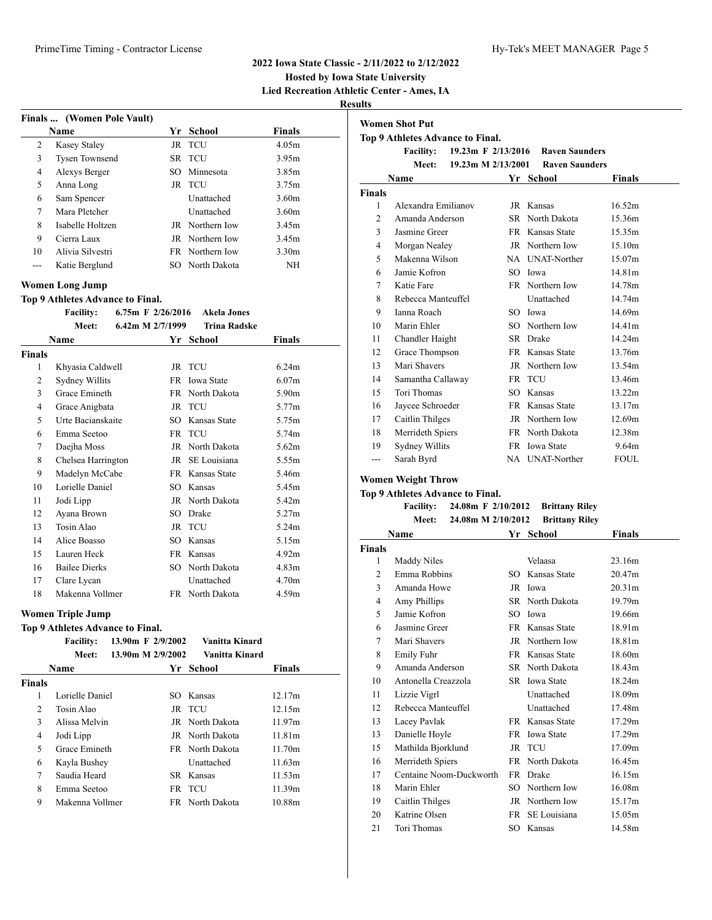# 2022 Iowa State Classic - 2/11/2022 to 2/12/2022

**Hosted by Iowa State University**

**Lied Recreation Athletic Center - Ames, IA**

**Results**

### Finals ... (Women Pole Vault)

| | Name | Yr | School | Finals |
|---|---|---|---|---|
| 2 | Kasey Staley | JR | TCU | 4.05m |
| 3 | Tysen Townsend | SR | TCU | 3.95m |
| 4 | Alexys Berger | SO | Minnesota | 3.85m |
| 5 | Anna Long | JR | TCU | 3.75m |
| 6 | Sam Spencer | | Unattached | 3.60m |
| 7 | Mara Pletcher | | Unattached | 3.60m |
| 8 | Isabelle Holtzen | JR | Northern Iow | 3.45m |
| 9 | Cierra Laux | JR | Northern Iow | 3.45m |
| 10 | Alivia Silvestri | FR | Northern Iow | 3.30m |
| --- | Katie Berglund | SO | North Dakota | NH |

### Women Long Jump

**Top 9 Athletes Advance to Final.**

**Facility:** 6.75m F 2/26/2016 **Akela Jones**
**Meet:** 6.42m M 2/7/1999 **Trina Radske**

| | Name | Yr | School | Finals |
|---|---|---|---|---|
| **Finals** | | | | |
| 1 | Khyasia Caldwell | JR | TCU | 6.24m |
| 2 | Sydney Willits | FR | Iowa State | 6.07m |
| 3 | Grace Emineth | FR | North Dakota | 5.90m |
| 4 | Grace Anigbata | JR | TCU | 5.77m |
| 5 | Urte Bacianskaite | SO | Kansas State | 5.75m |
| 6 | Emma Seetoo | FR | TCU | 5.74m |
| 7 | Daejha Moss | JR | North Dakota | 5.62m |
| 8 | Chelsea Harrington | JR | SE Louisiana | 5.55m |
| 9 | Madelyn McCabe | FR | Kansas State | 5.46m |
| 10 | Lorielle Daniel | SO | Kansas | 5.45m |
| 11 | Jodi Lipp | JR | North Dakota | 5.42m |
| 12 | Ayana Brown | SO | Drake | 5.27m |
| 13 | Tosin Alao | JR | TCU | 5.24m |
| 14 | Alice Boasso | SO | Kansas | 5.15m |
| 15 | Lauren Heck | FR | Kansas | 4.92m |
| 16 | Bailee Dierks | SO | North Dakota | 4.83m |
| 17 | Clare Lycan | | Unattached | 4.70m |
| 18 | Makenna Vollmer | FR | North Dakota | 4.59m |

### Women Triple Jump

**Top 9 Athletes Advance to Final.**

**Facility:** 13.90m F 2/9/2002 **Vanitta Kinard**
**Meet:** 13.90m M 2/9/2002 **Vanitta Kinard**

| | Name | Yr | School | Finals |
|---|---|---|---|---|
| **Finals** | | | | |
| 1 | Lorielle Daniel | SO | Kansas | 12.17m |
| 2 | Tosin Alao | JR | TCU | 12.15m |
| 3 | Alissa Melvin | JR | North Dakota | 11.97m |
| 4 | Jodi Lipp | JR | North Dakota | 11.81m |
| 5 | Grace Emineth | FR | North Dakota | 11.70m |
| 6 | Kayla Bushey | | Unattached | 11.63m |
| 7 | Saudia Heard | SR | Kansas | 11.53m |
| 8 | Emma Seetoo | FR | TCU | 11.39m |
| 9 | Makenna Vollmer | FR | North Dakota | 10.88m |

### Women Shot Put

**Top 9 Athletes Advance to Final.**

**Facility:** 19.23m F 2/13/2016 **Raven Saunders**
**Meet:** 19.23m M 2/13/2001 **Raven Saunders**

| | Name | Yr | School | Finals |
|---|---|---|---|---|
| **Finals** | | | | |
| 1 | Alexandra Emilianov | JR | Kansas | 16.52m |
| 2 | Amanda Anderson | SR | North Dakota | 15.36m |
| 3 | Jasmine Greer | FR | Kansas State | 15.35m |
| 4 | Morgan Nealey | JR | Northern Iow | 15.10m |
| 5 | Makenna Wilson | NA | UNAT-Norther | 15.07m |
| 6 | Jamie Kofron | SO | Iowa | 14.81m |
| 7 | Katie Fare | FR | Northern Iow | 14.78m |
| 8 | Rebecca Manteuffel | | Unattached | 14.74m |
| 9 | Ianna Roach | SO | Iowa | 14.69m |
| 10 | Marin Ehler | SO | Northern Iow | 14.41m |
| 11 | Chandler Haight | SR | Drake | 14.24m |
| 12 | Grace Thompson | FR | Kansas State | 13.76m |
| 13 | Mari Shavers | JR | Northern Iow | 13.54m |
| 14 | Samantha Callaway | FR | TCU | 13.46m |
| 15 | Tori Thomas | SO | Kansas | 13.22m |
| 16 | Jaycee Schroeder | FR | Kansas State | 13.17m |
| 17 | Caitlin Thilges | JR | Northern Iow | 12.69m |
| 18 | Merrideth Spiers | FR | North Dakota | 12.38m |
| 19 | Sydney Willits | FR | Iowa State | 9.64m |
| --- | Sarah Byrd | NA | UNAT-Norther | FOUL |

### Women Weight Throw

**Top 9 Athletes Advance to Final.**

**Facility:** 24.08m F 2/10/2012 **Brittany Riley**
**Meet:** 24.08m M 2/10/2012 **Brittany Riley**

| | Name | Yr | School | Finals |
|---|---|---|---|---|
| **Finals** | | | | |
| 1 | Maddy Niles | | Velaasa | 23.16m |
| 2 | Emma Robbins | SO | Kansas State | 20.47m |
| 3 | Amanda Howe | JR | Iowa | 20.31m |
| 4 | Amy Phillips | SR | North Dakota | 19.79m |
| 5 | Jamie Kofron | SO | Iowa | 19.66m |
| 6 | Jasmine Greer | FR | Kansas State | 18.91m |
| 7 | Mari Shavers | JR | Northern Iow | 18.81m |
| 8 | Emily Fuhr | FR | Kansas State | 18.60m |
| 9 | Amanda Anderson | SR | North Dakota | 18.43m |
| 10 | Antonella Creazzola | SR | Iowa State | 18.24m |
| 11 | Lizzie Vigrl | | Unattached | 18.09m |
| 12 | Rebecca Manteuffel | | Unattached | 17.48m |
| 13 | Lacey Pavlak | FR | Kansas State | 17.29m |
| 13 | Danielle Hoyle | FR | Iowa State | 17.29m |
| 15 | Mathilda Bjorklund | JR | TCU | 17.09m |
| 16 | Merrideth Spiers | FR | North Dakota | 16.45m |
| 17 | Centaine Noom-Duckworth | FR | Drake | 16.15m |
| 18 | Marin Ehler | SO | Northern Iow | 16.08m |
| 19 | Caitlin Thilges | JR | Northern Iow | 15.17m |
| 20 | Katrine Olsen | FR | SE Louisiana | 15.05m |
| 21 | Tori Thomas | SO | Kansas | 14.58m |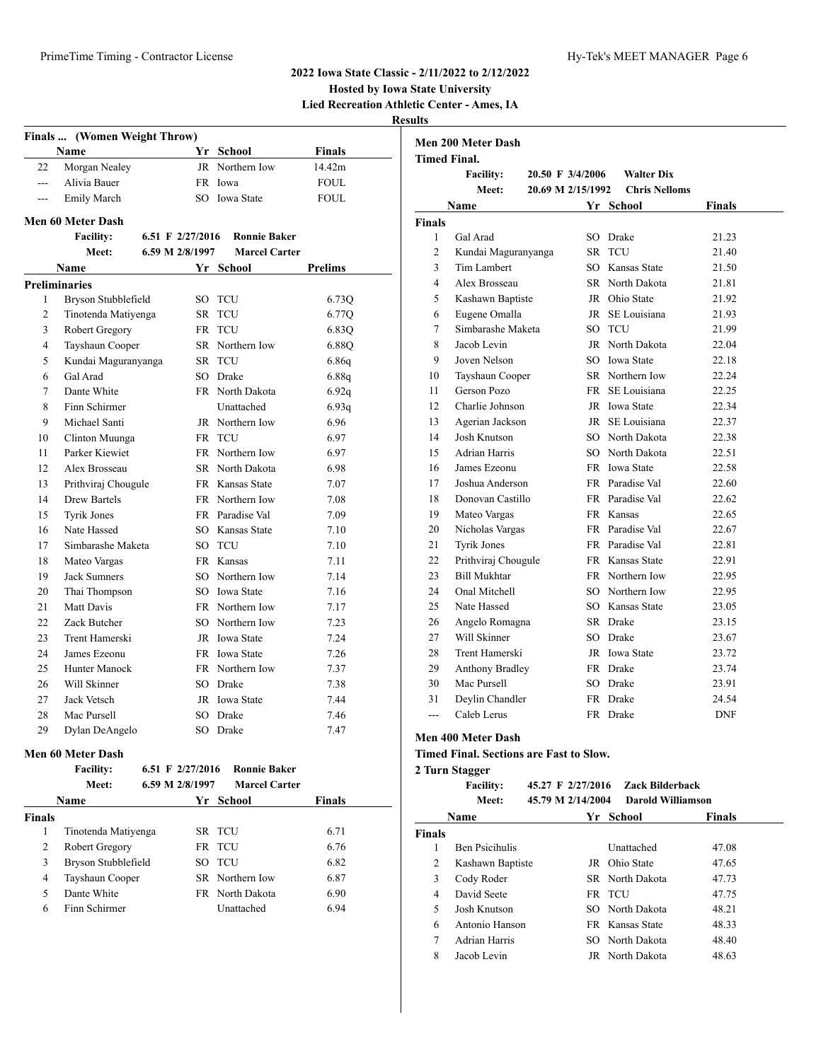**2022 Iowa State Classic - 2/11/2022 to 2/12/2022**
**Hosted by Iowa State University**
**Lied Recreation Athletic Center - Ames, IA**
**Results**

### Finals ... (Women Weight Throw)

| | Name | Yr | School | Finals |
|---|---|---|---|---|
| 22 | Morgan Nealey | JR | Northern Iow | 14.42m |
| --- | Alivia Bauer | FR | Iowa | FOUL |
| --- | Emily March | SO | Iowa State | FOUL |

### Men 60 Meter Dash

Facility: 6.51 F 2/27/2016 Ronnie Baker
Meet: 6.59 M 2/8/1997 Marcel Carter

**Preliminaries**

| | Name | Yr | School | Prelims |
|---|---|---|---|---|
| 1 | Bryson Stubblefield | SO | TCU | 6.73Q |
| 2 | Tinotenda Matiyenga | SR | TCU | 6.77Q |
| 3 | Robert Gregory | FR | TCU | 6.83Q |
| 4 | Tayshaun Cooper | SR | Northern Iow | 6.88Q |
| 5 | Kundai Maguranyanga | SR | TCU | 6.86q |
| 6 | Gal Arad | SO | Drake | 6.88q |
| 7 | Dante White | FR | North Dakota | 6.92q |
| 8 | Finn Schirmer | | Unattached | 6.93q |
| 9 | Michael Santi | JR | Northern Iow | 6.96 |
| 10 | Clinton Muunga | FR | TCU | 6.97 |
| 11 | Parker Kiewiet | FR | Northern Iow | 6.97 |
| 12 | Alex Brosseau | SR | North Dakota | 6.98 |
| 13 | Prithviraj Chougule | FR | Kansas State | 7.07 |
| 14 | Drew Bartels | FR | Northern Iow | 7.08 |
| 15 | Tyrik Jones | FR | Paradise Val | 7.09 |
| 16 | Nate Hassed | SO | Kansas State | 7.10 |
| 17 | Simbarashe Maketa | SO | TCU | 7.10 |
| 18 | Mateo Vargas | FR | Kansas | 7.11 |
| 19 | Jack Sumners | SO | Northern Iow | 7.14 |
| 20 | Thai Thompson | SO | Iowa State | 7.16 |
| 21 | Matt Davis | FR | Northern Iow | 7.17 |
| 22 | Zack Butcher | SO | Northern Iow | 7.23 |
| 23 | Trent Hamerski | JR | Iowa State | 7.24 |
| 24 | James Ezeonu | FR | Iowa State | 7.26 |
| 25 | Hunter Manock | FR | Northern Iow | 7.37 |
| 26 | Will Skinner | SO | Drake | 7.38 |
| 27 | Jack Vetsch | JR | Iowa State | 7.44 |
| 28 | Mac Pursell | SO | Drake | 7.46 |
| 29 | Dylan DeAngelo | SO | Drake | 7.47 |

### Men 60 Meter Dash

Facility: 6.51 F 2/27/2016 Ronnie Baker
Meet: 6.59 M 2/8/1997 Marcel Carter

**Finals**

| | Name | Yr | School | Finals |
|---|---|---|---|---|
| 1 | Tinotenda Matiyenga | SR | TCU | 6.71 |
| 2 | Robert Gregory | FR | TCU | 6.76 |
| 3 | Bryson Stubblefield | SO | TCU | 6.82 |
| 4 | Tayshaun Cooper | SR | Northern Iow | 6.87 |
| 5 | Dante White | FR | North Dakota | 6.90 |
| 6 | Finn Schirmer | | Unattached | 6.94 |

### Men 200 Meter Dash

Timed Final.

Facility: 20.50 F 3/4/2006 Walter Dix
Meet: 20.69 M 2/15/1992 Chris Nelloms

**Finals**

| | Name | Yr | School | Finals |
|---|---|---|---|---|
| 1 | Gal Arad | SO | Drake | 21.23 |
| 2 | Kundai Maguranyanga | SR | TCU | 21.40 |
| 3 | Tim Lambert | SO | Kansas State | 21.50 |
| 4 | Alex Brosseau | SR | North Dakota | 21.81 |
| 5 | Kashawn Baptiste | JR | Ohio State | 21.92 |
| 6 | Eugene Omalla | JR | SE Louisiana | 21.93 |
| 7 | Simbarashe Maketa | SO | TCU | 21.99 |
| 8 | Jacob Levin | JR | North Dakota | 22.04 |
| 9 | Joven Nelson | SO | Iowa State | 22.18 |
| 10 | Tayshaun Cooper | SR | Northern Iow | 22.24 |
| 11 | Gerson Pozo | FR | SE Louisiana | 22.25 |
| 12 | Charlie Johnson | JR | Iowa State | 22.34 |
| 13 | Agerian Jackson | JR | SE Louisiana | 22.37 |
| 14 | Josh Knutson | SO | North Dakota | 22.38 |
| 15 | Adrian Harris | SO | North Dakota | 22.51 |
| 16 | James Ezeonu | FR | Iowa State | 22.58 |
| 17 | Joshua Anderson | FR | Paradise Val | 22.60 |
| 18 | Donovan Castillo | FR | Paradise Val | 22.62 |
| 19 | Mateo Vargas | FR | Kansas | 22.65 |
| 20 | Nicholas Vargas | FR | Paradise Val | 22.67 |
| 21 | Tyrik Jones | FR | Paradise Val | 22.81 |
| 22 | Prithviraj Chougule | FR | Kansas State | 22.91 |
| 23 | Bill Mukhtar | FR | Northern Iow | 22.95 |
| 24 | Onal Mitchell | SO | Northern Iow | 22.95 |
| 25 | Nate Hassed | SO | Kansas State | 23.05 |
| 26 | Angelo Romagna | SR | Drake | 23.15 |
| 27 | Will Skinner | SO | Drake | 23.67 |
| 28 | Trent Hamerski | JR | Iowa State | 23.72 |
| 29 | Anthony Bradley | FR | Drake | 23.74 |
| 30 | Mac Pursell | SO | Drake | 23.91 |
| 31 | Deylin Chandler | FR | Drake | 24.54 |
| --- | Caleb Lerus | FR | Drake | DNF |

### Men 400 Meter Dash

Timed Final. Sections are Fast to Slow.

2 Turn Stagger

Facility: 45.27 F 2/27/2016 Zack Bilderback
Meet: 45.79 M 2/14/2004 Darold Williamson

**Finals**

| | Name | Yr | School | Finals |
|---|---|---|---|---|
| 1 | Ben Psicihulis | | Unattached | 47.08 |
| 2 | Kashawn Baptiste | JR | Ohio State | 47.65 |
| 3 | Cody Roder | SR | North Dakota | 47.73 |
| 4 | David Seete | FR | TCU | 47.75 |
| 5 | Josh Knutson | SO | North Dakota | 48.21 |
| 6 | Antonio Hanson | FR | Kansas State | 48.33 |
| 7 | Adrian Harris | SO | North Dakota | 48.40 |
| 8 | Jacob Levin | JR | North Dakota | 48.63 |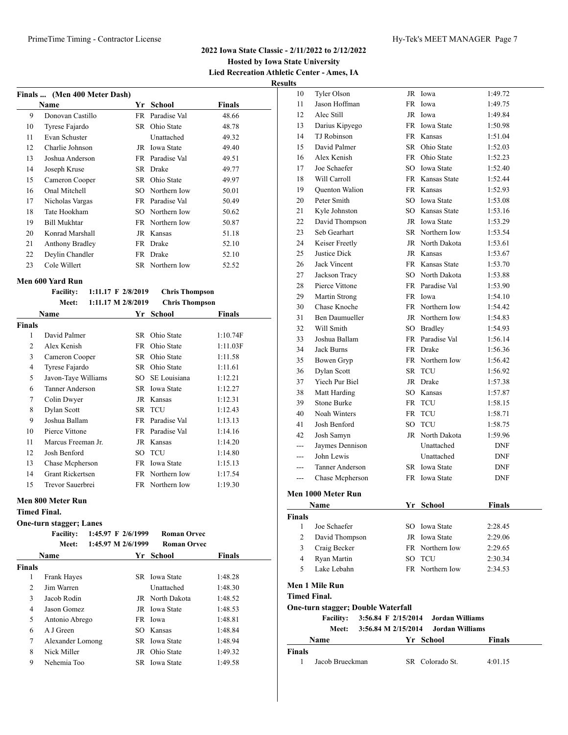## 2022 Iowa State Classic - 2/11/2022 to 2/12/2022

**Hosted by Iowa State University**

**Lied Recreation Athletic Center - Ames, IA**

**Results**

### Finals ... (Men 400 Meter Dash)

| | Name | Yr | School | Finals |
|---|---|---|---|---|
| 9 | Donovan Castillo | FR | Paradise Val | 48.66 |
| 10 | Tyrese Fajardo | SR | Ohio State | 48.78 |
| 11 | Evan Schuster | | Unattached | 49.32 |
| 12 | Charlie Johnson | JR | Iowa State | 49.40 |
| 13 | Joshua Anderson | FR | Paradise Val | 49.51 |
| 14 | Joseph Kruse | SR | Drake | 49.77 |
| 15 | Cameron Cooper | SR | Ohio State | 49.97 |
| 16 | Onal Mitchell | SO | Northern Iow | 50.01 |
| 17 | Nicholas Vargas | FR | Paradise Val | 50.49 |
| 18 | Tate Hookham | SO | Northern Iow | 50.62 |
| 19 | Bill Mukhtar | FR | Northern Iow | 50.87 |
| 20 | Konrad Marshall | JR | Kansas | 51.18 |
| 21 | Anthony Bradley | FR | Drake | 52.10 |
| 22 | Deylin Chandler | FR | Drake | 52.10 |
| 23 | Cole Willert | SR | Northern Iow | 52.52 |

### Men 600 Yard Run

**Facility:** 1:11.17 F 2/8/2019 **Chris Thompson**
**Meet:** 1:11.17 M 2/8/2019 **Chris Thompson**

| | Name | Yr | School | Finals |
|---|---|---|---|---|
| **Finals** | | | | |
| 1 | David Palmer | SR | Ohio State | 1:10.74F |
| 2 | Alex Kenish | FR | Ohio State | 1:11.03F |
| 3 | Cameron Cooper | SR | Ohio State | 1:11.58 |
| 4 | Tyrese Fajardo | SR | Ohio State | 1:11.61 |
| 5 | Javon-Taye Williams | SO | SE Louisiana | 1:12.21 |
| 6 | Tanner Anderson | SR | Iowa State | 1:12.27 |
| 7 | Colin Dwyer | JR | Kansas | 1:12.31 |
| 8 | Dylan Scott | SR | TCU | 1:12.43 |
| 9 | Joshua Ballam | FR | Paradise Val | 1:13.13 |
| 10 | Pierce Vittone | FR | Paradise Val | 1:14.16 |
| 11 | Marcus Freeman Jr. | JR | Kansas | 1:14.20 |
| 12 | Josh Benford | SO | TCU | 1:14.80 |
| 13 | Chase Mcpherson | FR | Iowa State | 1:15.13 |
| 14 | Grant Rickertsen | FR | Northern Iow | 1:17.54 |
| 15 | Trevor Sauerbrei | FR | Northern Iow | 1:19.30 |

### Men 800 Meter Run

**Timed Final.**

**One-turn stagger; Lanes**

**Facility:** 1:45.97 F 2/6/1999 **Roman Orvec**
**Meet:** 1:45.97 M 2/6/1999 **Roman Orvec**

| | Name | Yr | School | Finals |
|---|---|---|---|---|
| **Finals** | | | | |
| 1 | Frank Hayes | SR | Iowa State | 1:48.28 |
| 2 | Jim Warren | | Unattached | 1:48.30 |
| 3 | Jacob Rodin | JR | North Dakota | 1:48.52 |
| 4 | Jason Gomez | JR | Iowa State | 1:48.53 |
| 5 | Antonio Abrego | FR | Iowa | 1:48.81 |
| 6 | A J Green | SO | Kansas | 1:48.84 |
| 7 | Alexander Lomong | SR | Iowa State | 1:48.94 |
| 8 | Nick Miller | JR | Ohio State | 1:49.32 |
| 9 | Nehemia Too | SR | Iowa State | 1:49.58 |
| 10 | Tyler Olson | JR | Iowa | 1:49.72 |
| 11 | Jason Hoffman | FR | Iowa | 1:49.75 |
| 12 | Alec Still | JR | Iowa | 1:49.84 |
| 13 | Darius Kipyego | FR | Iowa State | 1:50.98 |
| 14 | TJ Robinson | FR | Kansas | 1:51.04 |
| 15 | David Palmer | SR | Ohio State | 1:52.03 |
| 16 | Alex Kenish | FR | Ohio State | 1:52.23 |
| 17 | Joe Schaefer | SO | Iowa State | 1:52.40 |
| 18 | Will Carroll | FR | Kansas State | 1:52.44 |
| 19 | Quenton Walion | FR | Kansas | 1:52.93 |
| 20 | Peter Smith | SO | Iowa State | 1:53.08 |
| 21 | Kyle Johnston | SO | Kansas State | 1:53.16 |
| 22 | David Thompson | JR | Iowa State | 1:53.29 |
| 23 | Seb Gearhart | SR | Northern Iow | 1:53.54 |
| 24 | Keiser Freetly | JR | North Dakota | 1:53.61 |
| 25 | Justice Dick | JR | Kansas | 1:53.67 |
| 26 | Jack Vincent | FR | Kansas State | 1:53.70 |
| 27 | Jackson Tracy | SO | North Dakota | 1:53.88 |
| 28 | Pierce Vittone | FR | Paradise Val | 1:53.90 |
| 29 | Martin Strong | FR | Iowa | 1:54.10 |
| 30 | Chase Knoche | FR | Northern Iow | 1:54.42 |
| 31 | Ben Daumueller | JR | Northern Iow | 1:54.83 |
| 32 | Will Smith | SO | Bradley | 1:54.93 |
| 33 | Joshua Ballam | FR | Paradise Val | 1:56.14 |
| 34 | Jack Burns | FR | Drake | 1:56.36 |
| 35 | Bowen Gryp | FR | Northern Iow | 1:56.42 |
| 36 | Dylan Scott | SR | TCU | 1:56.92 |
| 37 | Yiech Pur Biel | JR | Drake | 1:57.38 |
| 38 | Matt Harding | SO | Kansas | 1:57.87 |
| 39 | Stone Burke | FR | TCU | 1:58.15 |
| 40 | Noah Winters | FR | TCU | 1:58.71 |
| 41 | Josh Benford | SO | TCU | 1:58.75 |
| 42 | Josh Samyn | JR | North Dakota | 1:59.96 |
| --- | Jaymes Dennison | | Unattached | DNF |
| --- | John Lewis | | Unattached | DNF |
| --- | Tanner Anderson | SR | Iowa State | DNF |
| --- | Chase Mcpherson | FR | Iowa State | DNF |

### Men 1000 Meter Run

| | Name | Yr | School | Finals |
|---|---|---|---|---|
| **Finals** | | | | |
| 1 | Joe Schaefer | SO | Iowa State | 2:28.45 |
| 2 | David Thompson | JR | Iowa State | 2:29.06 |
| 3 | Craig Becker | FR | Northern Iow | 2:29.65 |
| 4 | Ryan Martin | SO | TCU | 2:30.34 |
| 5 | Lake Lebahn | FR | Northern Iow | 2:34.53 |

### Men 1 Mile Run

**Timed Final.**

**One-turn stagger; Double Waterfall**

**Facility:** 3:56.84 F 2/15/2014 **Jordan Williams**
**Meet:** 3:56.84 M 2/15/2014 **Jordan Williams**

| | Name | Yr | School | Finals |
|---|---|---|---|---|
| **Finals** | | | | |
| 1 | Jacob Brueckman | SR | Colorado St. | 4:01.15 |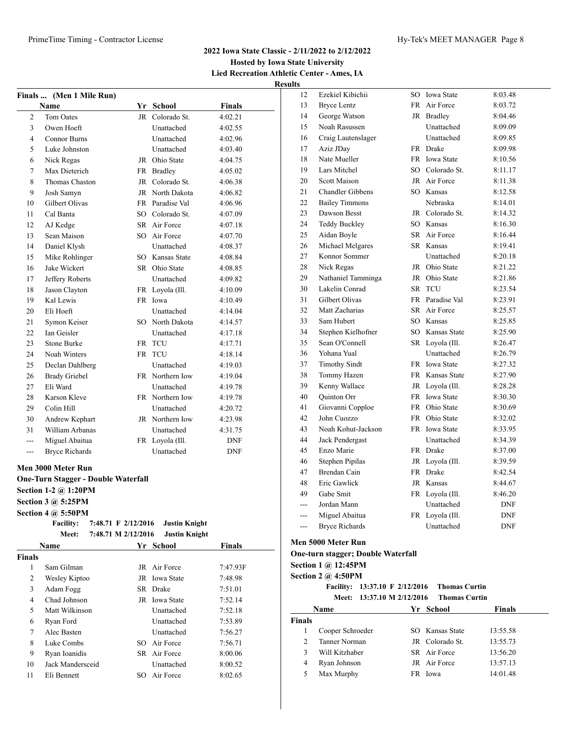# 2022 Iowa State Classic - 2/11/2022 to 2/12/2022

**Hosted by Iowa State University**

**Lied Recreation Athletic Center - Ames, IA**

**Results**

### Finals ... (Men 1 Mile Run)

| | Name | Yr | School | Finals |
|---|---|---|---|---|
| 2 | Tom Oates | JR | Colorado St. | 4:02.21 |
| 3 | Owen Hoeft | | Unattached | 4:02.55 |
| 4 | Connor Burns | | Unattached | 4:02.96 |
| 5 | Luke Johnston | | Unattached | 4:03.40 |
| 6 | Nick Regas | JR | Ohio State | 4:04.75 |
| 7 | Max Dieterich | FR | Bradley | 4:05.02 |
| 8 | Thomas Chaston | JR | Colorado St. | 4:06.38 |
| 9 | Josh Samyn | JR | North Dakota | 4:06.82 |
| 10 | Gilbert Olivas | FR | Paradise Val | 4:06.96 |
| 11 | Cal Banta | SO | Colorado St. | 4:07.09 |
| 12 | AJ Kedge | SR | Air Force | 4:07.18 |
| 13 | Sean Maison | SO | Air Force | 4:07.70 |
| 14 | Daniel Klysh | | Unattached | 4:08.37 |
| 15 | Mike Rohlinger | SO | Kansas State | 4:08.84 |
| 16 | Jake Wickert | SR | Ohio State | 4:08.85 |
| 17 | Jeffery Roberts | | Unattached | 4:09.82 |
| 18 | Jason Clayton | FR | Loyola (Ill. | 4:10.09 |
| 19 | Kal Lewis | FR | Iowa | 4:10.49 |
| 20 | Eli Hoeft | | Unattached | 4:14.04 |
| 21 | Symon Keiser | SO | North Dakota | 4:14.57 |
| 22 | Ian Geisler | | Unattached | 4:17.18 |
| 23 | Stone Burke | FR | TCU | 4:17.71 |
| 24 | Noah Winters | FR | TCU | 4:18.14 |
| 25 | Declan Dahlberg | | Unattached | 4:19.03 |
| 26 | Brady Griebel | FR | Northern Iow | 4:19.04 |
| 27 | Eli Ward | | Unattached | 4:19.78 |
| 28 | Karson Kleve | FR | Northern Iow | 4:19.78 |
| 29 | Colin Hill | | Unattached | 4:20.72 |
| 30 | Andrew Kephart | JR | Northern Iow | 4:23.98 |
| 31 | William Arbanas | | Unattached | 4:31.75 |
| --- | Miguel Abaitua | FR | Loyola (Ill. | DNF |
| --- | Bryce Richards | | Unattached | DNF |

### Men 3000 Meter Run

**One-Turn Stagger - Double Waterfall**

**Section 1-2 @ 1:20PM**

**Section 3 @ 5:25PM**

**Section 4 @ 5:50PM**

**Facility:** 7:48.71 F 2/12/2016 Justin Knight

**Meet:** 7:48.71 M 2/12/2016 Justin Knight

| | Name | Yr | School | Finals |
|---|---|---|---|---|
| **Finals** | | | | |
| 1 | Sam Gilman | JR | Air Force | 7:47.93F |
| 2 | Wesley Kiptoo | JR | Iowa State | 7:48.98 |
| 3 | Adam Fogg | SR | Drake | 7:51.01 |
| 4 | Chad Johnson | JR | Iowa State | 7:52.14 |
| 5 | Matt Wilkinson | | Unattached | 7:52.18 |
| 6 | Ryan Ford | | Unattached | 7:53.89 |
| 7 | Alec Basten | | Unattached | 7:56.27 |
| 8 | Luke Combs | SO | Air Force | 7:56.71 |
| 9 | Ryan Ioanidis | SR | Air Force | 8:00.06 |
| 10 | Jack Mandersceid | | Unattached | 8:00.52 |
| 11 | Eli Bennett | SO | Air Force | 8:02.65 |
| 12 | Ezekiel Kibichii | SO | Iowa State | 8:03.48 |
| 13 | Bryce Lentz | FR | Air Force | 8:03.72 |
| 14 | George Watson | JR | Bradley | 8:04.46 |
| 15 | Noah Rasussen | | Unattached | 8:09.09 |
| 16 | Craig Lautenslager | | Unattached | 8:09.85 |
| 17 | Aziz JDay | FR | Drake | 8:09.98 |
| 18 | Nate Mueller | FR | Iowa State | 8:10.56 |
| 19 | Lars Mitchel | SO | Colorado St. | 8:11.17 |
| 20 | Scott Maison | JR | Air Force | 8:11.38 |
| 21 | Chandler Gibbens | SO | Kansas | 8:12.58 |
| 22 | Bailey Timmons | | Nebraska | 8:14.01 |
| 23 | Dawson Besst | JR | Colorado St. | 8:14.32 |
| 24 | Teddy Buckley | SO | Kansas | 8:16.30 |
| 25 | Aidan Boyle | SR | Air Force | 8:16.44 |
| 26 | Michael Melgares | SR | Kansas | 8:19.41 |
| 27 | Konnor Sommer | | Unattached | 8:20.18 |
| 28 | Nick Regas | JR | Ohio State | 8:21.22 |
| 29 | Nathaniel Tamminga | JR | Ohio State | 8:21.86 |
| 30 | Lakelin Conrad | SR | TCU | 8:23.54 |
| 31 | Gilbert Olivas | FR | Paradise Val | 8:23.91 |
| 32 | Matt Zacharias | SR | Air Force | 8:25.57 |
| 33 | Sam Hubert | SO | Kansas | 8:25.85 |
| 34 | Stephen Kielhofner | SO | Kansas State | 8:25.90 |
| 35 | Sean O'Connell | SR | Loyola (Ill. | 8:26.47 |
| 36 | Yohana Yual | | Unattached | 8:26.79 |
| 37 | Timothy Sindt | FR | Iowa State | 8:27.32 |
| 38 | Tommy Hazen | FR | Kansas State | 8:27.90 |
| 39 | Kenny Wallace | JR | Loyola (Ill. | 8:28.28 |
| 40 | Quinton Orr | FR | Iowa State | 8:30.30 |
| 41 | Giovanni Copploe | FR | Ohio State | 8:30.69 |
| 42 | John Cuozzo | FR | Ohio State | 8:32.02 |
| 43 | Noah Kohut-Jackson | FR | Iowa State | 8:33.95 |
| 44 | Jack Pendergast | | Unattached | 8:34.39 |
| 45 | Enzo Marie | FR | Drake | 8:37.00 |
| 46 | Stephen Pipilas | JR | Loyola (Ill. | 8:39.59 |
| 47 | Brendan Cain | FR | Drake | 8:42.54 |
| 48 | Eric Gawlick | JR | Kansas | 8:44.67 |
| 49 | Gabe Smit | FR | Loyola (Ill. | 8:46.20 |
| --- | Jordan Mann | | Unattached | DNF |
| --- | Miguel Abaitua | FR | Loyola (Ill. | DNF |
| --- | Bryce Richards | | Unattached | DNF |

### Men 5000 Meter Run

**One-turn stagger; Double Waterfall**

**Section 1 @ 12:45PM**

**Section 2 @ 4:50PM**

**Facility:** 13:37.10 F 2/12/2016 Thomas Curtin

**Meet:** 13:37.10 M 2/12/2016 Thomas Curtin

| | Name | Yr | School | Finals |
|---|---|---|---|---|
| **Finals** | | | | |
| 1 | Cooper Schroeder | SO | Kansas State | 13:55.58 |
| 2 | Tanner Norman | JR | Colorado St. | 13:55.73 |
| 3 | Will Kitzhaber | SR | Air Force | 13:56.20 |
| 4 | Ryan Johnson | JR | Air Force | 13:57.13 |
| 5 | Max Murphy | FR | Iowa | 14:01.48 |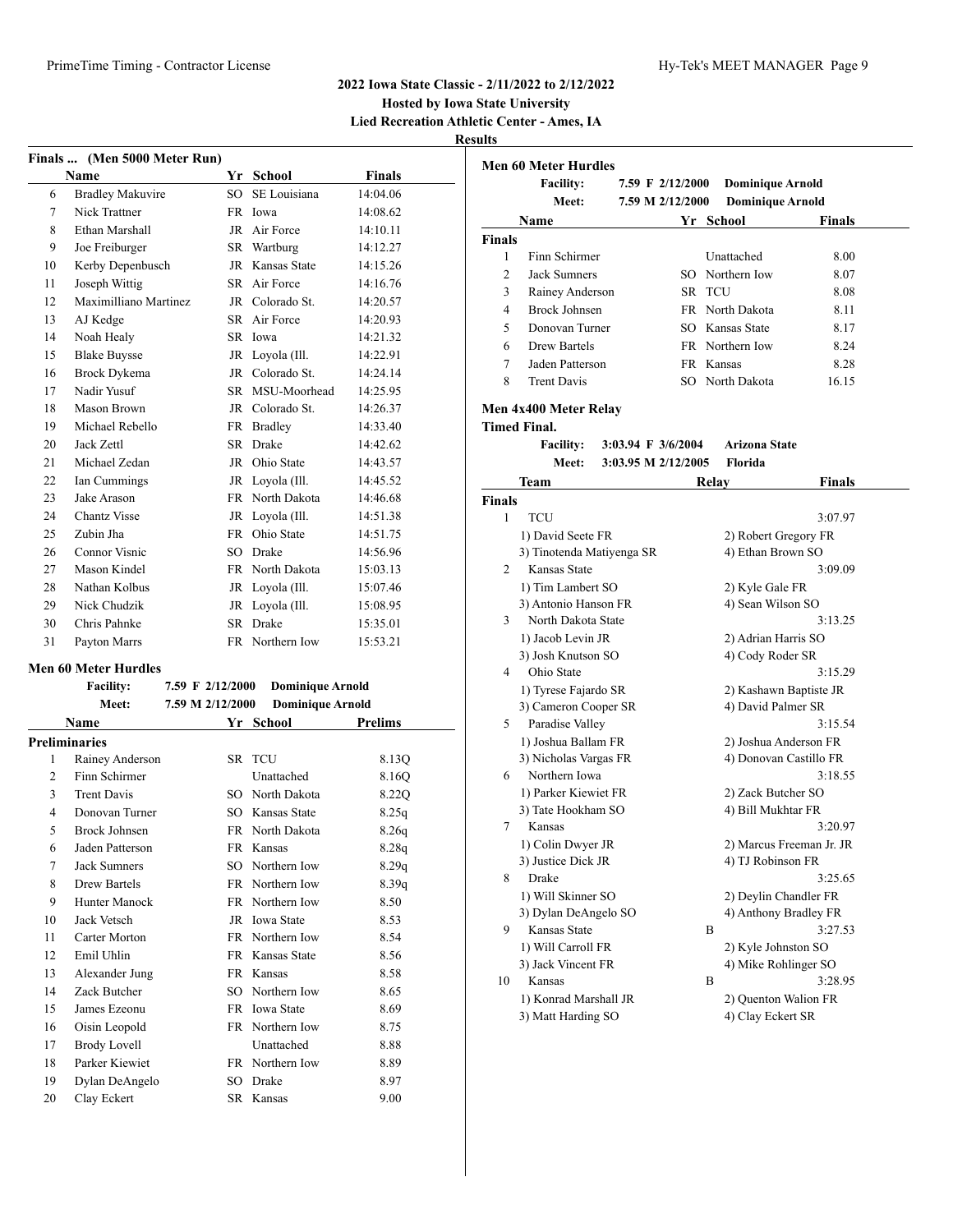## 2022 Iowa State Classic - 2/11/2022 to 2/12/2022

**Hosted by Iowa State University**

**Lied Recreation Athletic Center - Ames, IA**

**Results**

### Finals ... (Men 5000 Meter Run)

| | Name | Yr | School | Finals |
|---|---|---|---|---|
| 6 | Bradley Makuvire | SO | SE Louisiana | 14:04.06 |
| 7 | Nick Trattner | FR | Iowa | 14:08.62 |
| 8 | Ethan Marshall | JR | Air Force | 14:10.11 |
| 9 | Joe Freiburger | SR | Wartburg | 14:12.27 |
| 10 | Kerby Depenbusch | JR | Kansas State | 14:15.26 |
| 11 | Joseph Wittig | SR | Air Force | 14:16.76 |
| 12 | Maximilliano Martinez | JR | Colorado St. | 14:20.57 |
| 13 | AJ Kedge | SR | Air Force | 14:20.93 |
| 14 | Noah Healy | SR | Iowa | 14:21.32 |
| 15 | Blake Buysse | JR | Loyola (Ill. | 14:22.91 |
| 16 | Brock Dykema | JR | Colorado St. | 14:24.14 |
| 17 | Nadir Yusuf | SR | MSU-Moorhead | 14:25.95 |
| 18 | Mason Brown | JR | Colorado St. | 14:26.37 |
| 19 | Michael Rebello | FR | Bradley | 14:33.40 |
| 20 | Jack Zettl | SR | Drake | 14:42.62 |
| 21 | Michael Zedan | JR | Ohio State | 14:43.57 |
| 22 | Ian Cummings | JR | Loyola (Ill. | 14:45.52 |
| 23 | Jake Arason | FR | North Dakota | 14:46.68 |
| 24 | Chantz Visse | JR | Loyola (Ill. | 14:51.38 |
| 25 | Zubin Jha | FR | Ohio State | 14:51.75 |
| 26 | Connor Visnic | SO | Drake | 14:56.96 |
| 27 | Mason Kindel | FR | North Dakota | 15:03.13 |
| 28 | Nathan Kolbus | JR | Loyola (Ill. | 15:07.46 |
| 29 | Nick Chudzik | JR | Loyola (Ill. | 15:08.95 |
| 30 | Chris Pahnke | SR | Drake | 15:35.01 |
| 31 | Payton Marrs | FR | Northern Iow | 15:53.21 |

### Men 60 Meter Hurdles

**Facility:** 7.59 F 2/12/2000 **Dominique Arnold**
**Meet:** 7.59 M 2/12/2000 **Dominique Arnold**

**Preliminaries**

| | Name | Yr | School | Prelims |
|---|---|---|---|---|
| 1 | Rainey Anderson | SR | TCU | 8.13Q |
| 2 | Finn Schirmer | | Unattached | 8.16Q |
| 3 | Trent Davis | SO | North Dakota | 8.22Q |
| 4 | Donovan Turner | SO | Kansas State | 8.25q |
| 5 | Brock Johnsen | FR | North Dakota | 8.26q |
| 6 | Jaden Patterson | FR | Kansas | 8.28q |
| 7 | Jack Sumners | SO | Northern Iow | 8.29q |
| 8 | Drew Bartels | FR | Northern Iow | 8.39q |
| 9 | Hunter Manock | FR | Northern Iow | 8.50 |
| 10 | Jack Vetsch | JR | Iowa State | 8.53 |
| 11 | Carter Morton | FR | Northern Iow | 8.54 |
| 12 | Emil Uhlin | FR | Kansas State | 8.56 |
| 13 | Alexander Jung | FR | Kansas | 8.58 |
| 14 | Zack Butcher | SO | Northern Iow | 8.65 |
| 15 | James Ezeonu | FR | Iowa State | 8.69 |
| 16 | Oisin Leopold | FR | Northern Iow | 8.75 |
| 17 | Brody Lovell | | Unattached | 8.88 |
| 18 | Parker Kiewiet | FR | Northern Iow | 8.89 |
| 19 | Dylan DeAngelo | SO | Drake | 8.97 |
| 20 | Clay Eckert | SR | Kansas | 9.00 |

### Men 60 Meter Hurdles

**Facility:** 7.59 F 2/12/2000 **Dominique Arnold**
**Meet:** 7.59 M 2/12/2000 **Dominique Arnold**

**Finals**

| | Name | Yr | School | Finals |
|---|---|---|---|---|
| 1 | Finn Schirmer | | Unattached | 8.00 |
| 2 | Jack Sumners | SO | Northern Iow | 8.07 |
| 3 | Rainey Anderson | SR | TCU | 8.08 |
| 4 | Brock Johnsen | FR | North Dakota | 8.11 |
| 5 | Donovan Turner | SO | Kansas State | 8.17 |
| 6 | Drew Bartels | FR | Northern Iow | 8.24 |
| 7 | Jaden Patterson | FR | Kansas | 8.28 |
| 8 | Trent Davis | SO | North Dakota | 16.15 |

### Men 4x400 Meter Relay

**Timed Final.**

**Facility:** 3:03.94 F 3/6/2004 **Arizona State**
**Meet:** 3:03.95 M 2/12/2005 **Florida**

**Finals**

| | Team | Relay | Finals |
|---|---|---|---|
| 1 | TCU | | 3:07.97 |
| | 1) David Seete FR | 2) Robert Gregory FR | |
| | 3) Tinotenda Matiyenga SR | 4) Ethan Brown SO | |
| 2 | Kansas State | | 3:09.09 |
| | 1) Tim Lambert SO | 2) Kyle Gale FR | |
| | 3) Antonio Hanson FR | 4) Sean Wilson SO | |
| 3 | North Dakota State | | 3:13.25 |
| | 1) Jacob Levin JR | 2) Adrian Harris SO | |
| | 3) Josh Knutson SO | 4) Cody Roder SR | |
| 4 | Ohio State | | 3:15.29 |
| | 1) Tyrese Fajardo SR | 2) Kashawn Baptiste JR | |
| | 3) Cameron Cooper SR | 4) David Palmer SR | |
| 5 | Paradise Valley | | 3:15.54 |
| | 1) Joshua Ballam FR | 2) Joshua Anderson FR | |
| | 3) Nicholas Vargas FR | 4) Donovan Castillo FR | |
| 6 | Northern Iowa | | 3:18.55 |
| | 1) Parker Kiewiet FR | 2) Zack Butcher SO | |
| | 3) Tate Hookham SO | 4) Bill Mukhtar FR | |
| 7 | Kansas | | 3:20.97 |
| | 1) Colin Dwyer JR | 2) Marcus Freeman Jr. JR | |
| | 3) Justice Dick JR | 4) TJ Robinson FR | |
| 8 | Drake | | 3:25.65 |
| | 1) Will Skinner SO | 2) Deylin Chandler FR | |
| | 3) Dylan DeAngelo SO | 4) Anthony Bradley FR | |
| 9 | Kansas State | B | 3:27.53 |
| | 1) Will Carroll FR | 2) Kyle Johnston SO | |
| | 3) Jack Vincent FR | 4) Mike Rohlinger SO | |
| 10 | Kansas | B | 3:28.95 |
| | 1) Konrad Marshall JR | 2) Quenton Walion FR | |
| | 3) Matt Harding SO | 4) Clay Eckert SR | |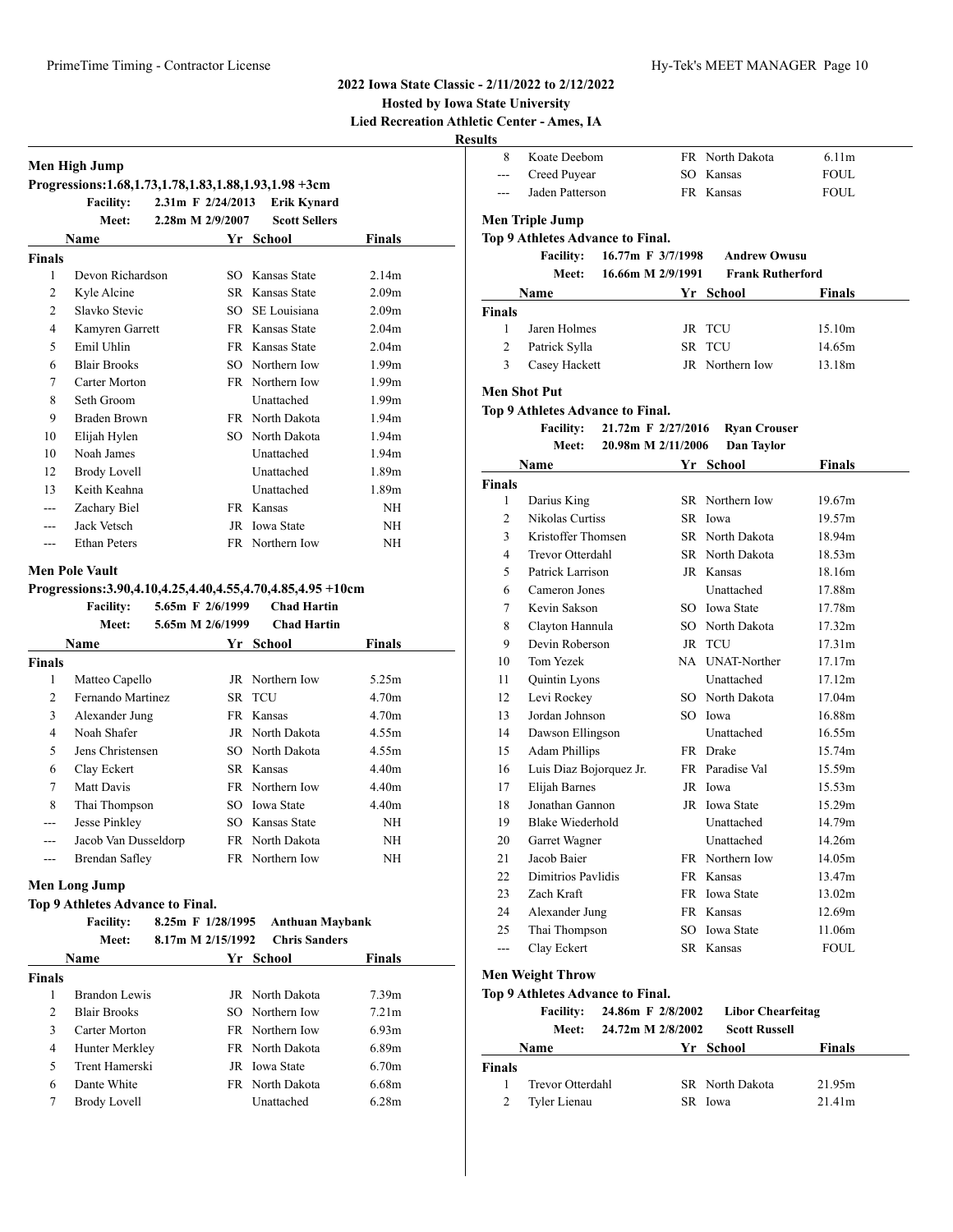**2022 Iowa State Classic - 2/11/2022 to 2/12/2022**
**Hosted by Iowa State University**
**Lied Recreation Athletic Center - Ames, IA**
**Results**

## Men High Jump

**Progressions:1.68,1.73,1.78,1.83,1.88,1.93,1.98 +3cm**

**Facility:** 2.31m F 2/24/2013 **Erik Kynard**
**Meet:** 2.28m M 2/9/2007 **Scott Sellers**

| | Name | Yr | School | Finals |
|---|---|---|---|---|
| **Finals** | | | | |
| 1 | Devon Richardson | SO | Kansas State | 2.14m |
| 2 | Kyle Alcine | SR | Kansas State | 2.09m |
| 2 | Slavko Stevic | SO | SE Louisiana | 2.09m |
| 4 | Kamyren Garrett | FR | Kansas State | 2.04m |
| 5 | Emil Uhlin | FR | Kansas State | 2.04m |
| 6 | Blair Brooks | SO | Northern Iow | 1.99m |
| 7 | Carter Morton | FR | Northern Iow | 1.99m |
| 8 | Seth Groom | | Unattached | 1.99m |
| 9 | Braden Brown | FR | North Dakota | 1.94m |
| 10 | Elijah Hylen | SO | North Dakota | 1.94m |
| 10 | Noah James | | Unattached | 1.94m |
| 12 | Brody Lovell | | Unattached | 1.89m |
| 13 | Keith Keahna | | Unattached | 1.89m |
| --- | Zachary Biel | FR | Kansas | NH |
| --- | Jack Vetsch | JR | Iowa State | NH |
| --- | Ethan Peters | FR | Northern Iow | NH |

## Men Pole Vault

**Progressions:3.90,4.10,4.25,4.40,4.55,4.70,4.85,4.95 +10cm**

**Facility:** 5.65m F 2/6/1999 **Chad Hartin**
**Meet:** 5.65m M 2/6/1999 **Chad Hartin**

| | Name | Yr | School | Finals |
|---|---|---|---|---|
| **Finals** | | | | |
| 1 | Matteo Capello | JR | Northern Iow | 5.25m |
| 2 | Fernando Martinez | SR | TCU | 4.70m |
| 3 | Alexander Jung | FR | Kansas | 4.70m |
| 4 | Noah Shafer | JR | North Dakota | 4.55m |
| 5 | Jens Christensen | SO | North Dakota | 4.55m |
| 6 | Clay Eckert | SR | Kansas | 4.40m |
| 7 | Matt Davis | FR | Northern Iow | 4.40m |
| 8 | Thai Thompson | SO | Iowa State | 4.40m |
| --- | Jesse Pinkley | SO | Kansas State | NH |
| --- | Jacob Van Dusseldorp | FR | North Dakota | NH |
| --- | Brendan Safley | FR | Northern Iow | NH |

## Men Long Jump

**Top 9 Athletes Advance to Final.**

**Facility:** 8.25m F 1/28/1995 **Anthuan Maybank**
**Meet:** 8.17m M 2/15/1992 **Chris Sanders**

| | Name | Yr | School | Finals |
|---|---|---|---|---|
| **Finals** | | | | |
| 1 | Brandon Lewis | JR | North Dakota | 7.39m |
| 2 | Blair Brooks | SO | Northern Iow | 7.21m |
| 3 | Carter Morton | FR | Northern Iow | 6.93m |
| 4 | Hunter Merkley | FR | North Dakota | 6.89m |
| 5 | Trent Hamerski | JR | Iowa State | 6.70m |
| 6 | Dante White | FR | North Dakota | 6.68m |
| 7 | Brody Lovell | | Unattached | 6.28m |
| 8 | Koate Deebom | FR | North Dakota | 6.11m |
| --- | Creed Puyear | SO | Kansas | FOUL |
| --- | Jaden Patterson | FR | Kansas | FOUL |

## Men Triple Jump

**Top 9 Athletes Advance to Final.**

**Facility:** 16.77m F 3/7/1998 **Andrew Owusu**
**Meet:** 16.66m M 2/9/1991 **Frank Rutherford**

| | Name | Yr | School | Finals |
|---|---|---|---|---|
| **Finals** | | | | |
| 1 | Jaren Holmes | JR | TCU | 15.10m |
| 2 | Patrick Sylla | SR | TCU | 14.65m |
| 3 | Casey Hackett | JR | Northern Iow | 13.18m |

## Men Shot Put

**Top 9 Athletes Advance to Final.**

**Facility:** 21.72m F 2/27/2016 **Ryan Crouser**
**Meet:** 20.98m M 2/11/2006 **Dan Taylor**

| | Name | Yr | School | Finals |
|---|---|---|---|---|
| **Finals** | | | | |
| 1 | Darius King | SR | Northern Iow | 19.67m |
| 2 | Nikolas Curtiss | SR | Iowa | 19.57m |
| 3 | Kristoffer Thomsen | SR | North Dakota | 18.94m |
| 4 | Trevor Otterdahl | SR | North Dakota | 18.53m |
| 5 | Patrick Larrison | JR | Kansas | 18.16m |
| 6 | Cameron Jones | | Unattached | 17.88m |
| 7 | Kevin Sakson | SO | Iowa State | 17.78m |
| 8 | Clayton Hannula | SO | North Dakota | 17.32m |
| 9 | Devin Roberson | JR | TCU | 17.31m |
| 10 | Tom Yezek | NA | UNAT-Norther | 17.17m |
| 11 | Quintin Lyons | | Unattached | 17.12m |
| 12 | Levi Rockey | SO | North Dakota | 17.04m |
| 13 | Jordan Johnson | SO | Iowa | 16.88m |
| 14 | Dawson Ellingson | | Unattached | 16.55m |
| 15 | Adam Phillips | FR | Drake | 15.74m |
| 16 | Luis Diaz Bojorquez Jr. | FR | Paradise Val | 15.59m |
| 17 | Elijah Barnes | JR | Iowa | 15.53m |
| 18 | Jonathan Gannon | JR | Iowa State | 15.29m |
| 19 | Blake Wiederhold | | Unattached | 14.79m |
| 20 | Garret Wagner | | Unattached | 14.26m |
| 21 | Jacob Baier | FR | Northern Iow | 14.05m |
| 22 | Dimitrios Pavlidis | FR | Kansas | 13.47m |
| 23 | Zach Kraft | FR | Iowa State | 13.02m |
| 24 | Alexander Jung | FR | Kansas | 12.69m |
| 25 | Thai Thompson | SO | Iowa State | 11.06m |
| --- | Clay Eckert | SR | Kansas | FOUL |

## Men Weight Throw

**Top 9 Athletes Advance to Final.**

**Facility:** 24.86m F 2/8/2002 **Libor Chearfeitag**
**Meet:** 24.72m M 2/8/2002 **Scott Russell**

| | Name | Yr | School | Finals |
|---|---|---|---|---|
| **Finals** | | | | |
| 1 | Trevor Otterdahl | SR | North Dakota | 21.95m |
| 2 | Tyler Lienau | SR | Iowa | 21.41m |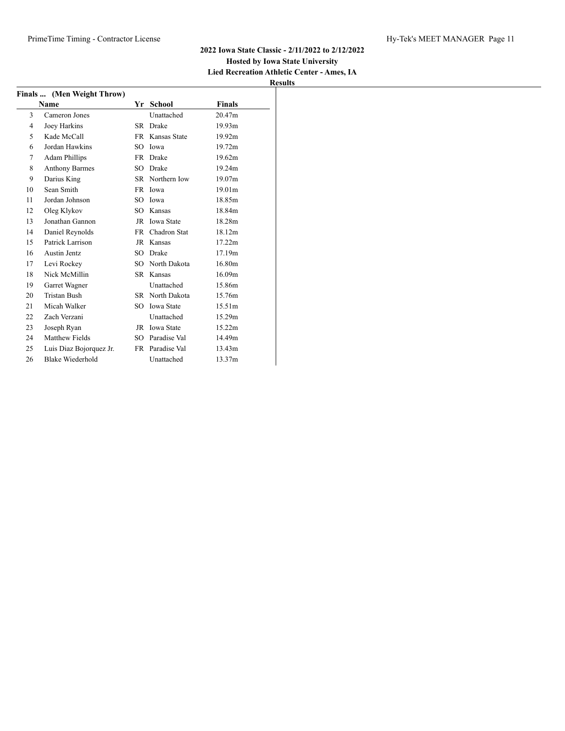**2022 Iowa State Classic - 2/11/2022 to 2/12/2022**
**Hosted by Iowa State University**
**Lied Recreation Athletic Center - Ames, IA**
**Results**

**Finals ... (Men Weight Throw)**

| | Name | Yr | School | Finals |
|---|---|---|---|---|
| 3 | Cameron Jones | | Unattached | 20.47m |
| 4 | Joey Harkins | SR | Drake | 19.93m |
| 5 | Kade McCall | FR | Kansas State | 19.92m |
| 6 | Jordan Hawkins | SO | Iowa | 19.72m |
| 7 | Adam Phillips | FR | Drake | 19.62m |
| 8 | Anthony Barmes | SO | Drake | 19.24m |
| 9 | Darius King | SR | Northern Iow | 19.07m |
| 10 | Sean Smith | FR | Iowa | 19.01m |
| 11 | Jordan Johnson | SO | Iowa | 18.85m |
| 12 | Oleg Klykov | SO | Kansas | 18.84m |
| 13 | Jonathan Gannon | JR | Iowa State | 18.28m |
| 14 | Daniel Reynolds | FR | Chadron Stat | 18.12m |
| 15 | Patrick Larrison | JR | Kansas | 17.22m |
| 16 | Austin Jentz | SO | Drake | 17.19m |
| 17 | Levi Rockey | SO | North Dakota | 16.80m |
| 18 | Nick McMillin | SR | Kansas | 16.09m |
| 19 | Garret Wagner | | Unattached | 15.86m |
| 20 | Tristan Bush | SR | North Dakota | 15.76m |
| 21 | Micah Walker | SO | Iowa State | 15.51m |
| 22 | Zach Verzani | | Unattached | 15.29m |
| 23 | Joseph Ryan | JR | Iowa State | 15.22m |
| 24 | Matthew Fields | SO | Paradise Val | 14.49m |
| 25 | Luis Diaz Bojorquez Jr. | FR | Paradise Val | 13.43m |
| 26 | Blake Wiederhold | | Unattached | 13.37m |